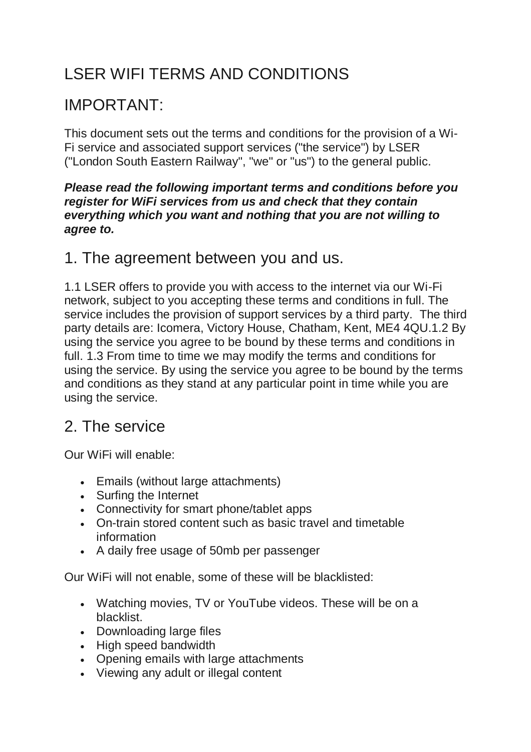# LSER WIFI TERMS AND CONDITIONS

# IMPORTANT:

This document sets out the terms and conditions for the provision of a Wi-Fi service and associated support services ("the service") by LSER ("London South Eastern Railway", "we" or "us") to the general public.

***Please read the following important terms and conditions before you register for WiFi services from us and check that they contain everything which you want and nothing that you are not willing to agree to.***

## 1. The agreement between you and us.

1.1 LSER offers to provide you with access to the internet via our Wi-Fi network, subject to you accepting these terms and conditions in full. The service includes the provision of support services by a third party. The third party details are: Icomera, Victory House, Chatham, Kent, ME4 4QU.1.2 By using the service you agree to be bound by these terms and conditions in full. 1.3 From time to time we may modify the terms and conditions for using the service. By using the service you agree to be bound by the terms and conditions as they stand at any particular point in time while you are using the service.

## 2. The service

Our WiFi will enable:

- Emails (without large attachments)
- Surfing the Internet
- Connectivity for smart phone/tablet apps
- On-train stored content such as basic travel and timetable information
- A daily free usage of 50mb per passenger

Our WiFi will not enable, some of these will be blacklisted:

- Watching movies, TV or YouTube videos. These will be on a blacklist.
- Downloading large files
- High speed bandwidth
- Opening emails with large attachments
- Viewing any adult or illegal content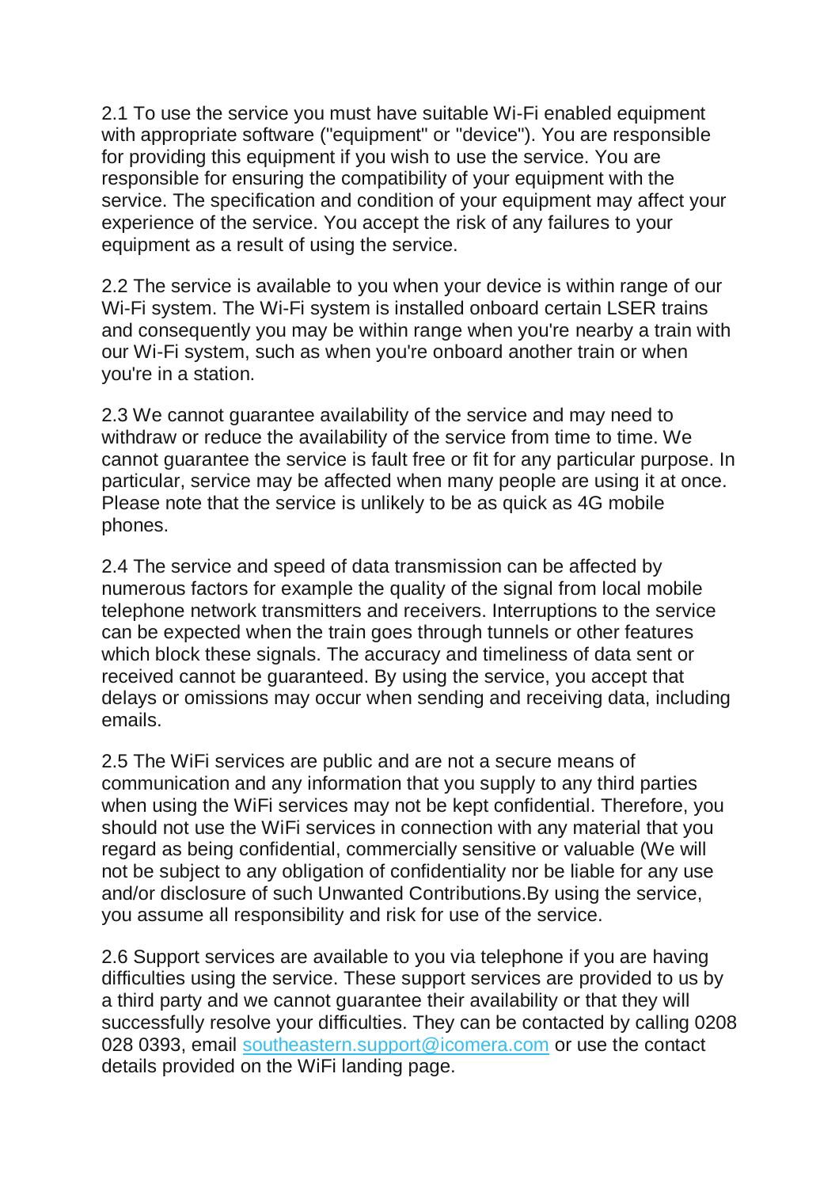2.1 To use the service you must have suitable Wi-Fi enabled equipment with appropriate software ("equipment" or "device"). You are responsible for providing this equipment if you wish to use the service. You are responsible for ensuring the compatibility of your equipment with the service. The specification and condition of your equipment may affect your experience of the service. You accept the risk of any failures to your equipment as a result of using the service.

2.2 The service is available to you when your device is within range of our Wi-Fi system. The Wi-Fi system is installed onboard certain LSER trains and consequently you may be within range when you're nearby a train with our Wi-Fi system, such as when you're onboard another train or when you're in a station.

2.3 We cannot guarantee availability of the service and may need to withdraw or reduce the availability of the service from time to time. We cannot guarantee the service is fault free or fit for any particular purpose. In particular, service may be affected when many people are using it at once. Please note that the service is unlikely to be as quick as 4G mobile phones.

2.4 The service and speed of data transmission can be affected by numerous factors for example the quality of the signal from local mobile telephone network transmitters and receivers. Interruptions to the service can be expected when the train goes through tunnels or other features which block these signals. The accuracy and timeliness of data sent or received cannot be guaranteed. By using the service, you accept that delays or omissions may occur when sending and receiving data, including emails.

2.5 The WiFi services are public and are not a secure means of communication and any information that you supply to any third parties when using the WiFi services may not be kept confidential. Therefore, you should not use the WiFi services in connection with any material that you regard as being confidential, commercially sensitive or valuable (We will not be subject to any obligation of confidentiality nor be liable for any use and/or disclosure of such Unwanted Contributions.By using the service, you assume all responsibility and risk for use of the service.

2.6 Support services are available to you via telephone if you are having difficulties using the service. These support services are provided to us by a third party and we cannot guarantee their availability or that they will successfully resolve your difficulties. They can be contacted by calling 0208 028 0393, email [southeastern.support@icomera.com](mailto:southeastern.support@icomera.com) or use the contact details provided on the WiFi landing page.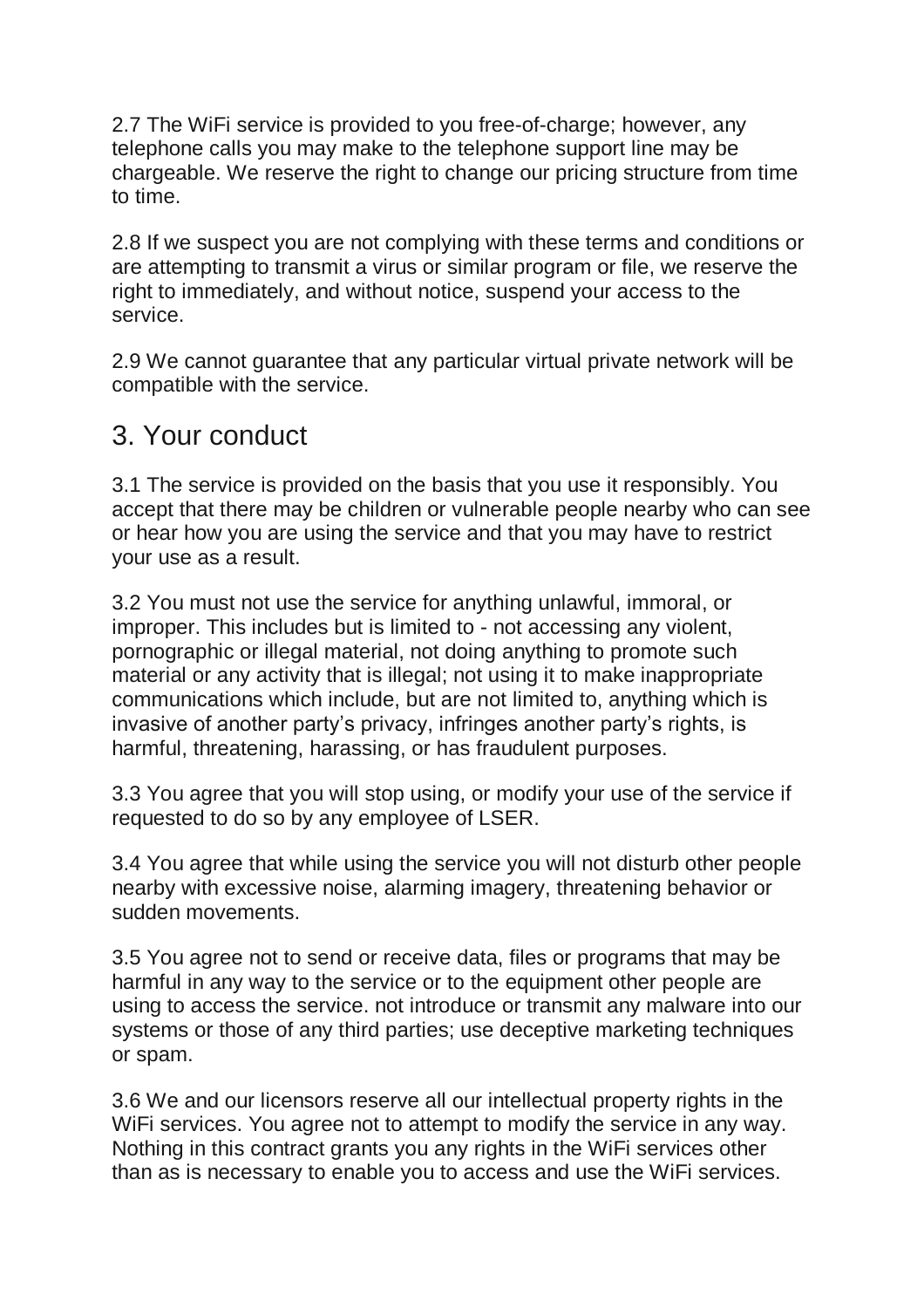2.7 The WiFi service is provided to you free-of-charge; however, any telephone calls you may make to the telephone support line may be chargeable. We reserve the right to change our pricing structure from time to time.

2.8 If we suspect you are not complying with these terms and conditions or are attempting to transmit a virus or similar program or file, we reserve the right to immediately, and without notice, suspend your access to the service.

2.9 We cannot guarantee that any particular virtual private network will be compatible with the service.

## 3. Your conduct

3.1 The service is provided on the basis that you use it responsibly. You accept that there may be children or vulnerable people nearby who can see or hear how you are using the service and that you may have to restrict your use as a result.

3.2 You must not use the service for anything unlawful, immoral, or improper. This includes but is limited to - not accessing any violent, pornographic or illegal material, not doing anything to promote such material or any activity that is illegal; not using it to make inappropriate communications which include, but are not limited to, anything which is invasive of another party's privacy, infringes another party's rights, is harmful, threatening, harassing, or has fraudulent purposes.

3.3 You agree that you will stop using, or modify your use of the service if requested to do so by any employee of LSER.

3.4 You agree that while using the service you will not disturb other people nearby with excessive noise, alarming imagery, threatening behavior or sudden movements.

3.5 You agree not to send or receive data, files or programs that may be harmful in any way to the service or to the equipment other people are using to access the service. not introduce or transmit any malware into our systems or those of any third parties; use deceptive marketing techniques or spam.

3.6 We and our licensors reserve all our intellectual property rights in the WiFi services. You agree not to attempt to modify the service in any way. Nothing in this contract grants you any rights in the WiFi services other than as is necessary to enable you to access and use the WiFi services.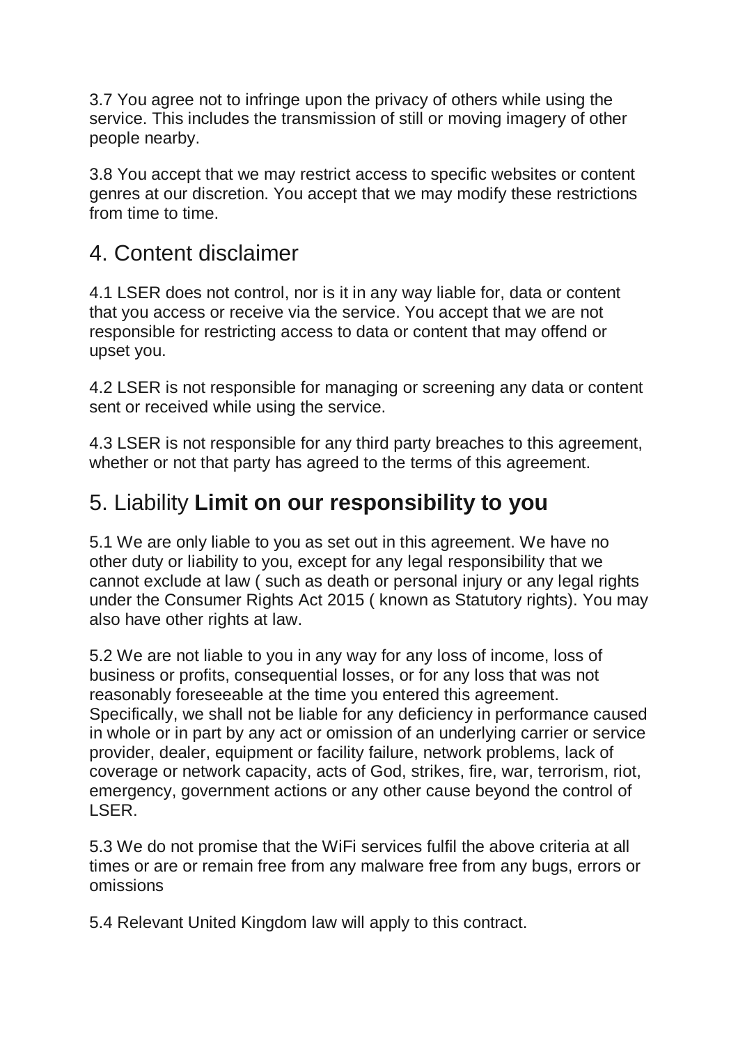3.7 You agree not to infringe upon the privacy of others while using the service. This includes the transmission of still or moving imagery of other people nearby.

3.8 You accept that we may restrict access to specific websites or content genres at our discretion. You accept that we may modify these restrictions from time to time.

## 4. Content disclaimer

4.1 LSER does not control, nor is it in any way liable for, data or content that you access or receive via the service. You accept that we are not responsible for restricting access to data or content that may offend or upset you.

4.2 LSER is not responsible for managing or screening any data or content sent or received while using the service.

4.3 LSER is not responsible for any third party breaches to this agreement, whether or not that party has agreed to the terms of this agreement.

## 5. Liability **Limit on our responsibility to you**

5.1 We are only liable to you as set out in this agreement. We have no other duty or liability to you, except for any legal responsibility that we cannot exclude at law ( such as death or personal injury or any legal rights under the Consumer Rights Act 2015 ( known as Statutory rights). You may also have other rights at law.

5.2 We are not liable to you in any way for any loss of income, loss of business or profits, consequential losses, or for any loss that was not reasonably foreseeable at the time you entered this agreement. Specifically, we shall not be liable for any deficiency in performance caused in whole or in part by any act or omission of an underlying carrier or service provider, dealer, equipment or facility failure, network problems, lack of coverage or network capacity, acts of God, strikes, fire, war, terrorism, riot, emergency, government actions or any other cause beyond the control of LSER.

5.3 We do not promise that the WiFi services fulfil the above criteria at all times or are or remain free from any malware free from any bugs, errors or omissions

5.4 Relevant United Kingdom law will apply to this contract.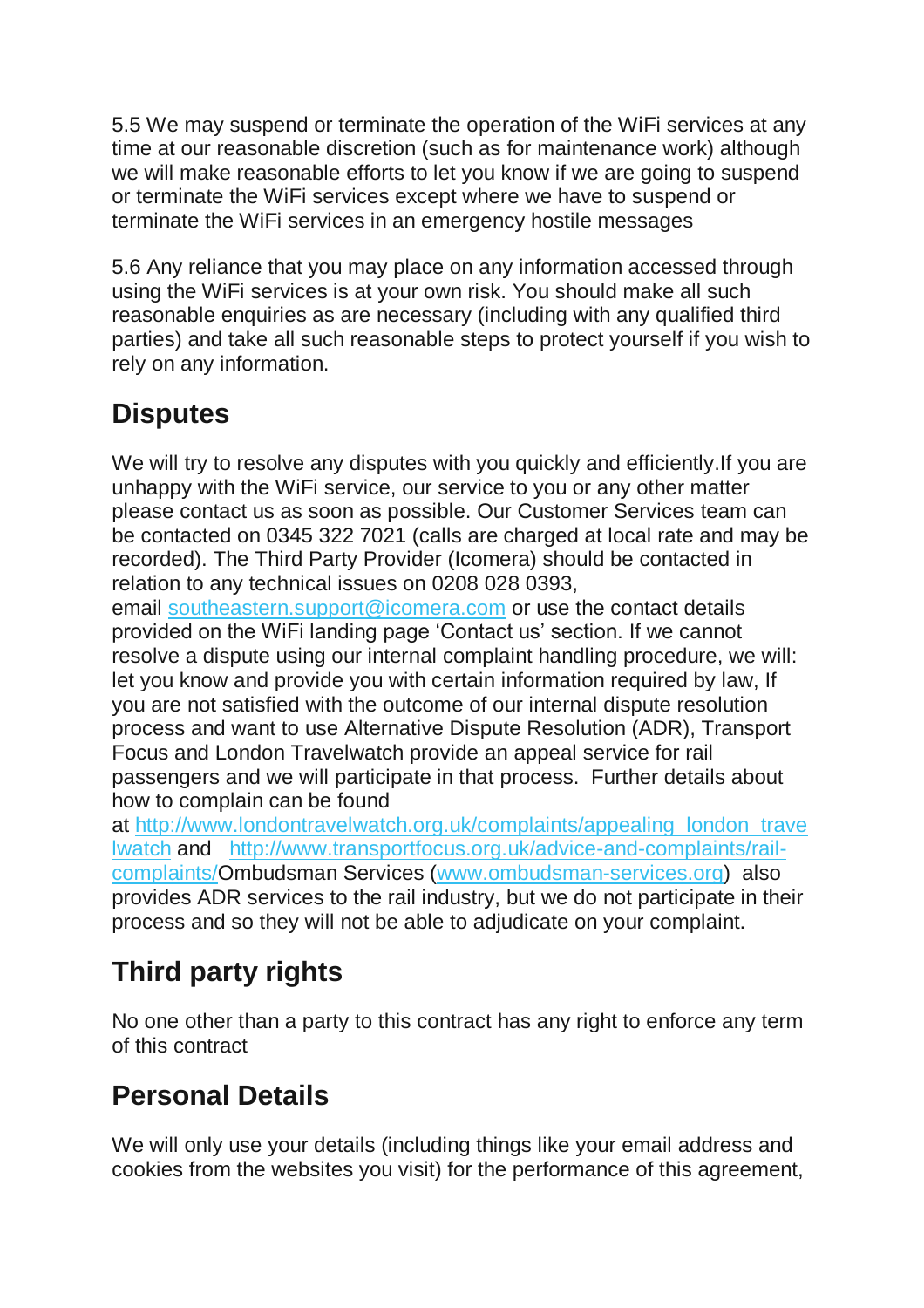5.5 We may suspend or terminate the operation of the WiFi services at any time at our reasonable discretion (such as for maintenance work) although we will make reasonable efforts to let you know if we are going to suspend or terminate the WiFi services except where we have to suspend or terminate the WiFi services in an emergency hostile messages

5.6 Any reliance that you may place on any information accessed through using the WiFi services is at your own risk. You should make all such reasonable enquiries as are necessary (including with any qualified third parties) and take all such reasonable steps to protect yourself if you wish to rely on any information.

## Disputes

We will try to resolve any disputes with you quickly and efficiently.If you are unhappy with the WiFi service, our service to you or any other matter please contact us as soon as possible. Our Customer Services team can be contacted on 0345 322 7021 (calls are charged at local rate and may be recorded). The Third Party Provider (Icomera) should be contacted in relation to any technical issues on 0208 028 0393, email [southeastern.support@icomera.com](mailto:southeastern.support@icomera.com) or use the contact details provided on the WiFi landing page 'Contact us' section. If we cannot resolve a dispute using our internal complaint handling procedure, we will: let you know and provide you with certain information required by law, If you are not satisfied with the outcome of our internal dispute resolution process and want to use Alternative Dispute Resolution (ADR), Transport Focus and London Travelwatch provide an appeal service for rail passengers and we will participate in that process. Further details about how to complain can be found at [http://www.londontravelwatch.org.uk/complaints/appealing_london_travelwatch](http://www.londontravelwatch.org.uk/complaints/appealing_london_travelwatch) and [http://www.transportfocus.org.uk/advice-and-complaints/rail-complaints/](http://www.transportfocus.org.uk/advice-and-complaints/rail-complaints/)Ombudsman Services ([www.ombudsman-services.org](http://www.ombudsman-services.org)) also provides ADR services to the rail industry, but we do not participate in their process and so they will not be able to adjudicate on your complaint.

## Third party rights

No one other than a party to this contract has any right to enforce any term of this contract

## Personal Details

We will only use your details (including things like your email address and cookies from the websites you visit) for the performance of this agreement,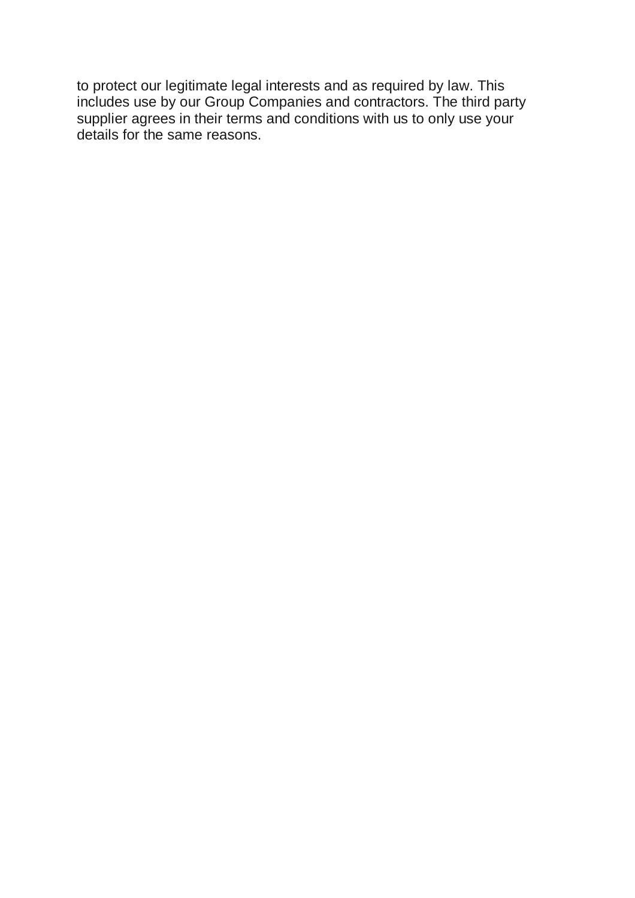to protect our legitimate legal interests and as required by law. This includes use by our Group Companies and contractors. The third party supplier agrees in their terms and conditions with us to only use your details for the same reasons.